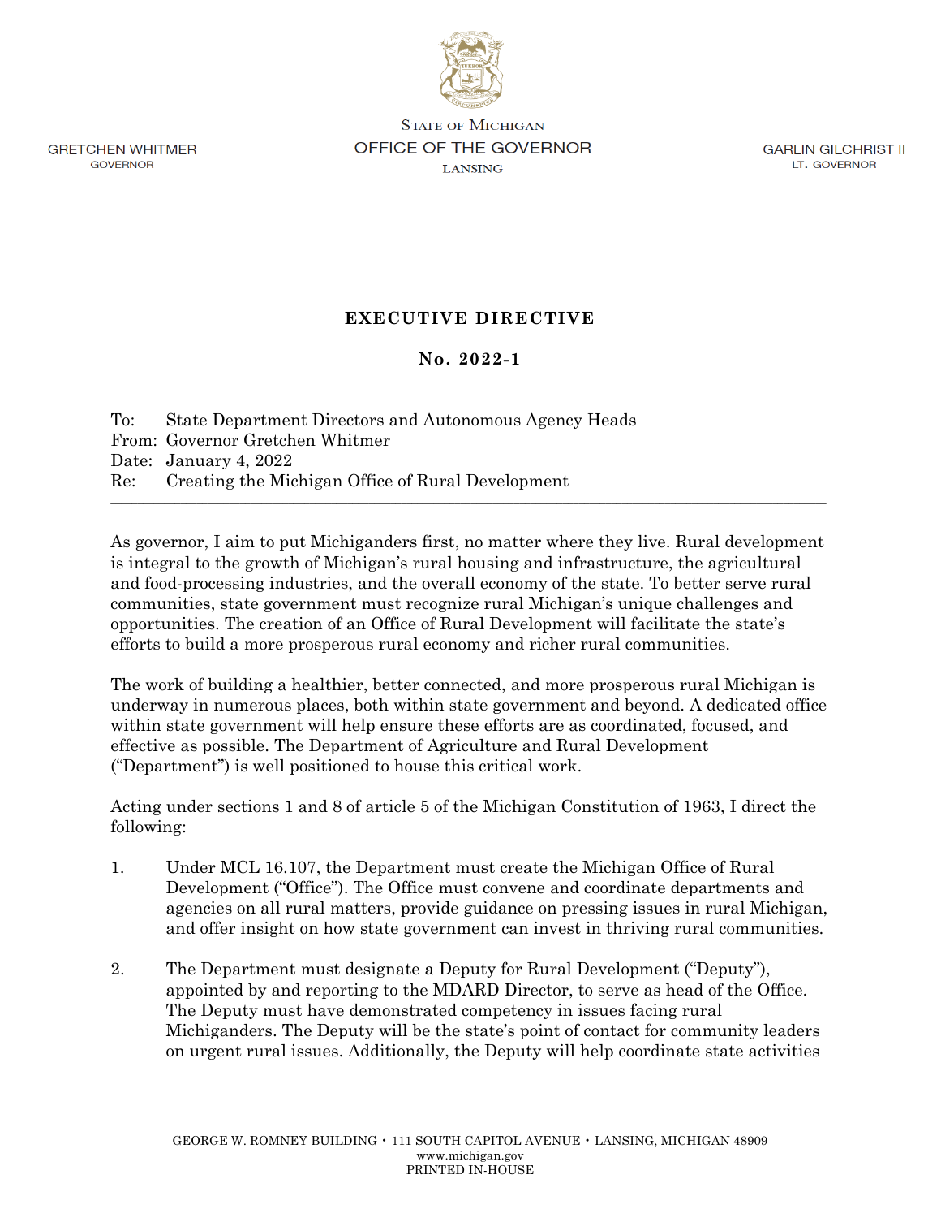GRETCHEN WHITMER
GOVERNOR

STATE OF MICHIGAN
OFFICE OF THE GOVERNOR
LANSING

GARLIN GILCHRIST II
LT. GOVERNOR

# EXECUTIVE DIRECTIVE

## No. 2022-1

To: State Department Directors and Autonomous Agency Heads
From: Governor Gretchen Whitmer
Date: January 4, 2022
Re: Creating the Michigan Office of Rural Development

---

As governor, I aim to put Michiganders first, no matter where they live. Rural development is integral to the growth of Michigan's rural housing and infrastructure, the agricultural and food-processing industries, and the overall economy of the state. To better serve rural communities, state government must recognize rural Michigan's unique challenges and opportunities. The creation of an Office of Rural Development will facilitate the state's efforts to build a more prosperous rural economy and richer rural communities.

The work of building a healthier, better connected, and more prosperous rural Michigan is underway in numerous places, both within state government and beyond. A dedicated office within state government will help ensure these efforts are as coordinated, focused, and effective as possible. The Department of Agriculture and Rural Development ("Department") is well positioned to house this critical work.

Acting under sections 1 and 8 of article 5 of the Michigan Constitution of 1963, I direct the following:

1. Under MCL 16.107, the Department must create the Michigan Office of Rural Development ("Office"). The Office must convene and coordinate departments and agencies on all rural matters, provide guidance on pressing issues in rural Michigan, and offer insight on how state government can invest in thriving rural communities.

2. The Department must designate a Deputy for Rural Development ("Deputy"), appointed by and reporting to the MDARD Director, to serve as head of the Office. The Deputy must have demonstrated competency in issues facing rural Michiganders. The Deputy will be the state's point of contact for community leaders on urgent rural issues. Additionally, the Deputy will help coordinate state activities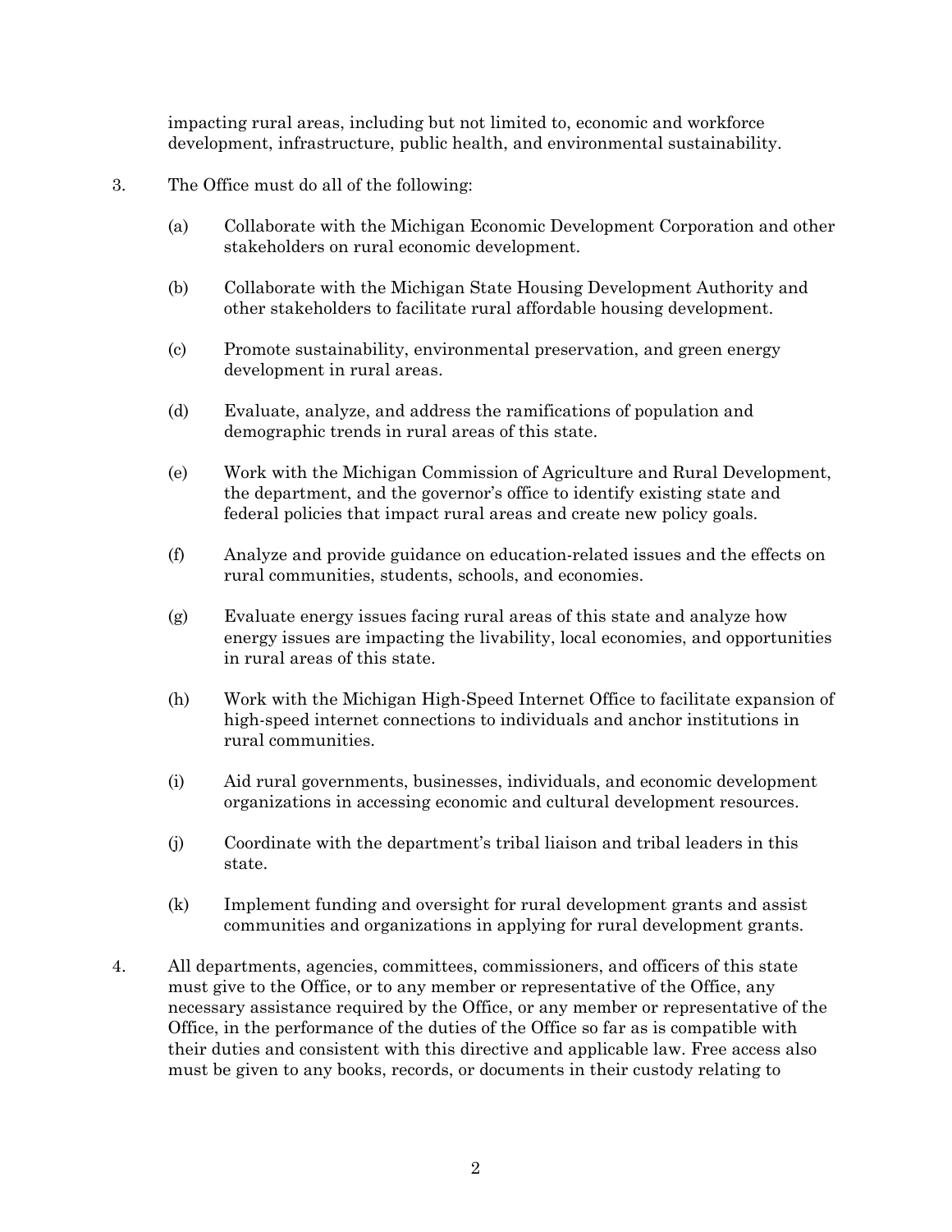impacting rural areas, including but not limited to, economic and workforce development, infrastructure, public health, and environmental sustainability.

3. The Office must do all of the following:

   (a) Collaborate with the Michigan Economic Development Corporation and other stakeholders on rural economic development.

   (b) Collaborate with the Michigan State Housing Development Authority and other stakeholders to facilitate rural affordable housing development.

   (c) Promote sustainability, environmental preservation, and green energy development in rural areas.

   (d) Evaluate, analyze, and address the ramifications of population and demographic trends in rural areas of this state.

   (e) Work with the Michigan Commission of Agriculture and Rural Development, the department, and the governor's office to identify existing state and federal policies that impact rural areas and create new policy goals.

   (f) Analyze and provide guidance on education-related issues and the effects on rural communities, students, schools, and economies.

   (g) Evaluate energy issues facing rural areas of this state and analyze how energy issues are impacting the livability, local economies, and opportunities in rural areas of this state.

   (h) Work with the Michigan High-Speed Internet Office to facilitate expansion of high-speed internet connections to individuals and anchor institutions in rural communities.

   (i) Aid rural governments, businesses, individuals, and economic development organizations in accessing economic and cultural development resources.

   (j) Coordinate with the department's tribal liaison and tribal leaders in this state.

   (k) Implement funding and oversight for rural development grants and assist communities and organizations in applying for rural development grants.

4. All departments, agencies, committees, commissioners, and officers of this state must give to the Office, or to any member or representative of the Office, any necessary assistance required by the Office, or any member or representative of the Office, in the performance of the duties of the Office so far as is compatible with their duties and consistent with this directive and applicable law. Free access also must be given to any books, records, or documents in their custody relating to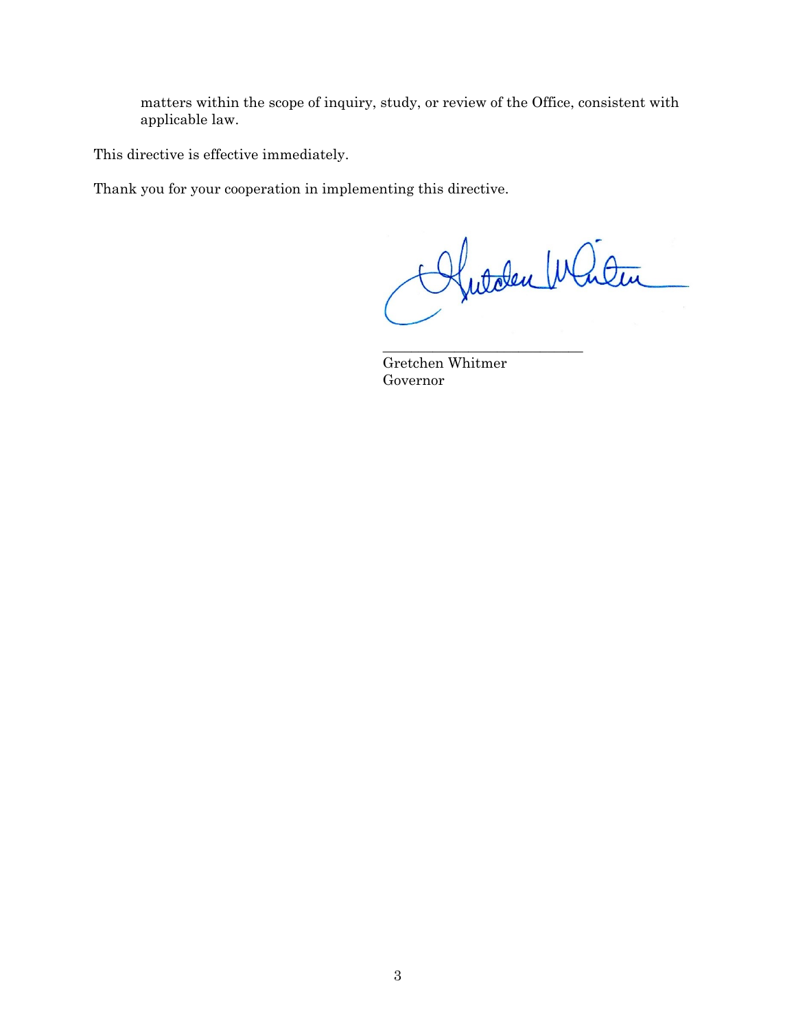matters within the scope of inquiry, study, or review of the Office, consistent with applicable law.

This directive is effective immediately.

Thank you for your cooperation in implementing this directive.

Gretchen Whitmer
Governor